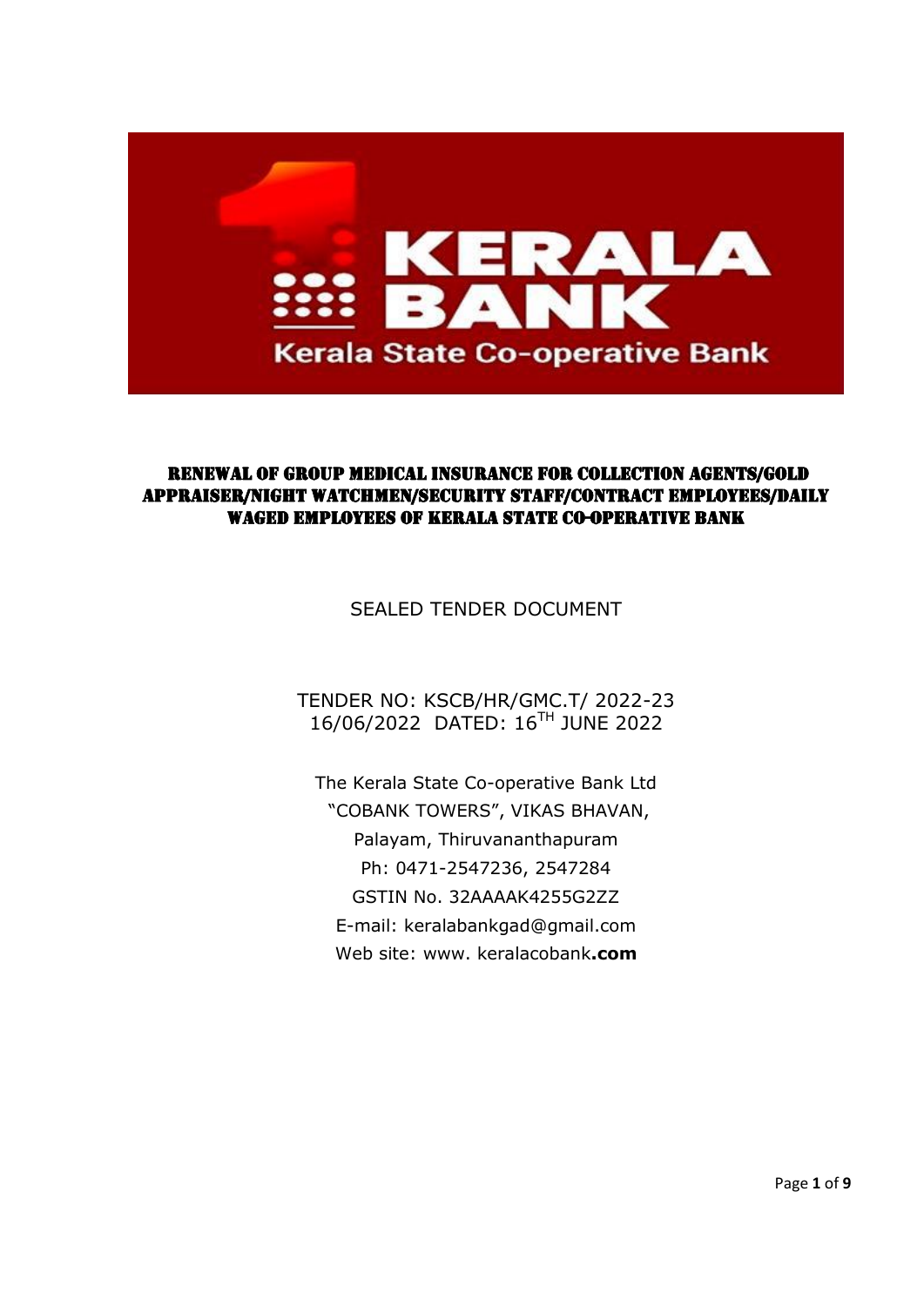# RENEWAL OF GROUP MEDICAL INSURANCE FOR COLLECTION AGENTS/GOLD APPRAISER/NIGHT WATCHMEN/SECURITY STAFF/CONTRACT EMPLOYEES/DAILY WAGED EMPLOYEES OF KERALA STATE CO-OPERATIVE BANK

SEALED TENDER DOCUMENT

TENDER NO: KSCB/HR/GMC.T/ 2022-23
16/06/2022 DATED: 16TH JUNE 2022

The Kerala State Co-operative Bank Ltd
"COBANK TOWERS", VIKAS BHAVAN,
Palayam, Thiruvananthapuram
Ph: 0471-2547236, 2547284
GSTIN No. 32AAAAK4255G2ZZ
E-mail: keralabankgad@gmail.com
Web site: www. keralacobank**.com**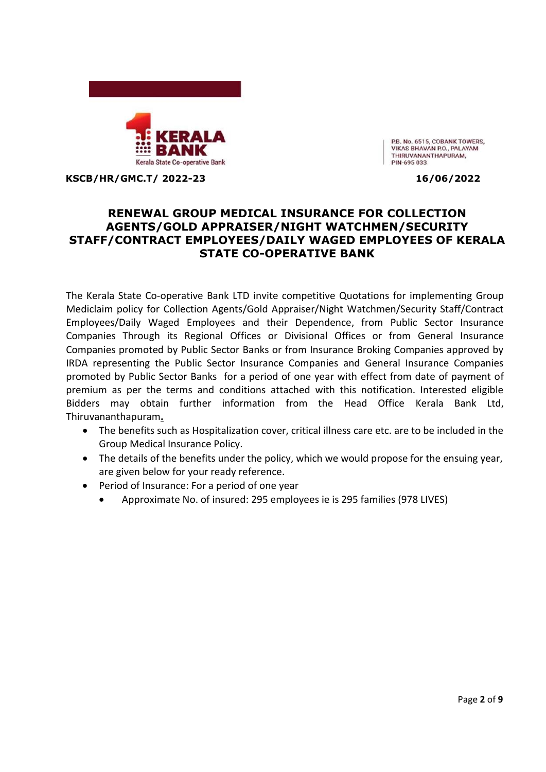KERALA BANK
Kerala State Co-operative Bank

P.B. No. 6515, COBANK TOWERS,
VIKAS BHAVAN P.O., PALAYAM
THIRUVANANTHAPURAM,
PIN-695 033

**KSCB/HR/GMC.T/ 2022-23** **16/06/2022**

## RENEWAL GROUP MEDICAL INSURANCE FOR COLLECTION AGENTS/GOLD APPRAISER/NIGHT WATCHMEN/SECURITY STAFF/CONTRACT EMPLOYEES/DAILY WAGED EMPLOYEES OF KERALA STATE CO-OPERATIVE BANK

The Kerala State Co-operative Bank LTD invite competitive Quotations for implementing Group Mediclaim policy for Collection Agents/Gold Appraiser/Night Watchmen/Security Staff/Contract Employees/Daily Waged Employees and their Dependence, from Public Sector Insurance Companies Through its Regional Offices or Divisional Offices or from General Insurance Companies promoted by Public Sector Banks or from Insurance Broking Companies approved by IRDA representing the Public Sector Insurance Companies and General Insurance Companies promoted by Public Sector Banks for a period of one year with effect from date of payment of premium as per the terms and conditions attached with this notification. Interested eligible Bidders may obtain further information from the Head Office Kerala Bank Ltd, Thiruvananthapuram**.**

- The benefits such as Hospitalization cover, critical illness care etc. are to be included in the Group Medical Insurance Policy.
- The details of the benefits under the policy, which we would propose for the ensuing year, are given below for your ready reference.
- Period of Insurance: For a period of one year
  - Approximate No. of insured: 295 employees ie is 295 families (978 LIVES)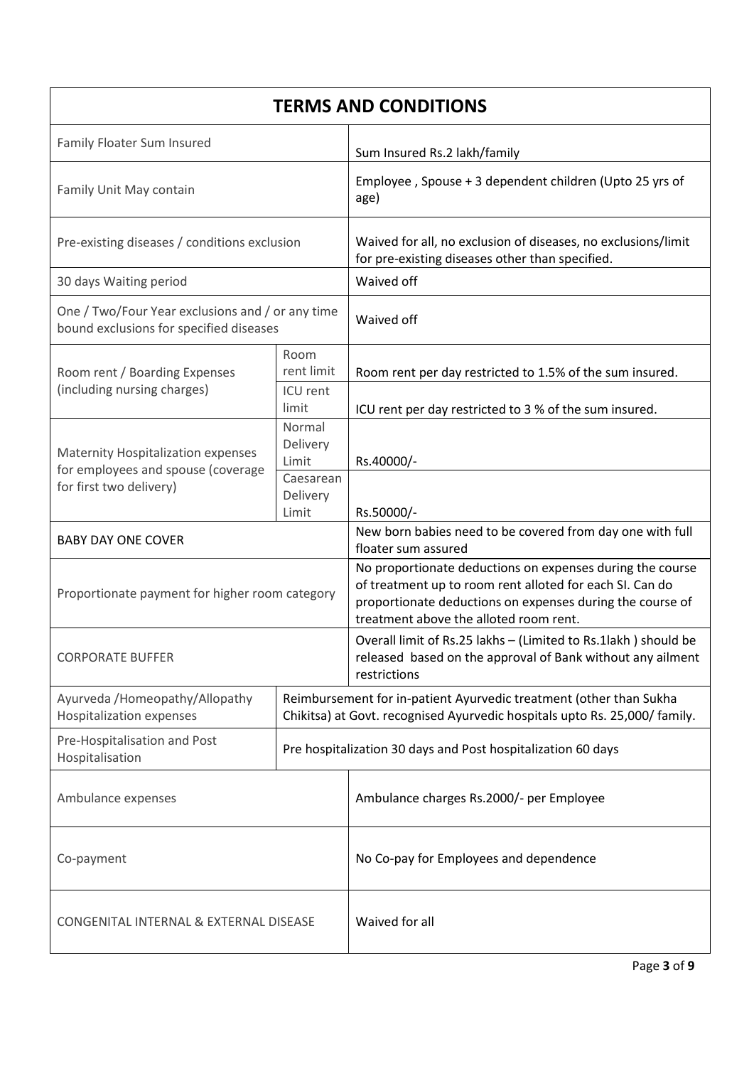## TERMS AND CONDITIONS

| | | |
|---|---|---|
| Family Floater Sum Insured | | Sum Insured Rs.2 lakh/family |
| Family Unit May contain | | Employee , Spouse + 3 dependent children (Upto 25 yrs of age) |
| Pre-existing diseases / conditions exclusion | | Waived for all, no exclusion of diseases, no exclusions/limit for pre-existing diseases other than specified. |
| 30 days Waiting period | | Waived off |
| One / Two/Four Year exclusions and / or any time bound exclusions for specified diseases | | Waived off |
| Room rent / Boarding Expenses (including nursing charges) | Room rent limit | Room rent per day restricted to 1.5% of the sum insured. |
| | ICU rent limit | ICU rent per day restricted to 3 % of the sum insured. |
| Maternity Hospitalization expenses for employees and spouse (coverage for first two delivery) | Normal Delivery Limit | Rs.40000/- |
| | Caesarean Delivery Limit | Rs.50000/- |
| BABY DAY ONE COVER | | New born babies need to be covered from day one with full floater sum assured |
| Proportionate payment for higher room category | | No proportionate deductions on expenses during the course of treatment up to room rent alloted for each SI. Can do proportionate deductions on expenses during the course of treatment above the alloted room rent. |
| CORPORATE BUFFER | | Overall limit of Rs.25 lakhs – (Limited to Rs.1lakh ) should be released based on the approval of Bank without any ailment restrictions |
| Ayurveda /Homeopathy/Allopathy Hospitalization expenses | Reimbursement for in-patient Ayurvedic treatment (other than Sukha Chikitsa) at Govt. recognised Ayurvedic hospitals upto Rs. 25,000/ family. | |
| Pre-Hospitalisation and Post Hospitalisation | Pre hospitalization 30 days and Post hospitalization 60 days | |
| Ambulance expenses | | Ambulance charges Rs.2000/- per Employee |
| Co-payment | | No Co-pay for Employees and dependence |
| CONGENITAL INTERNAL & EXTERNAL DISEASE | | Waived for all |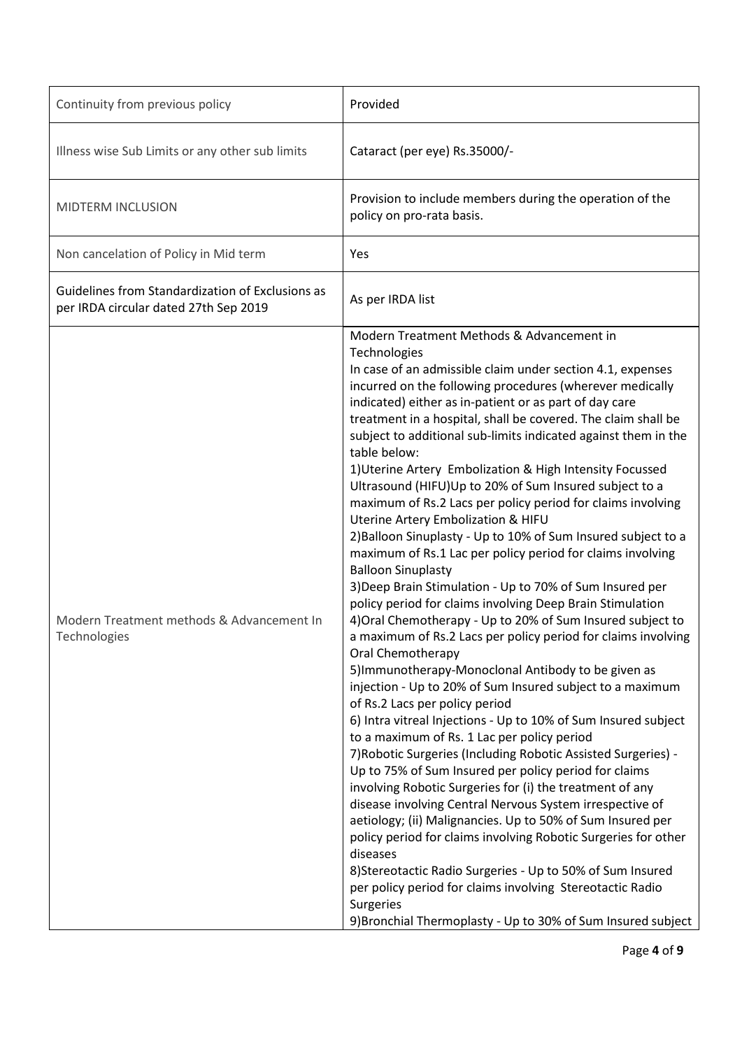| | |
|---|---|
| Continuity from previous policy | Provided |
| Illness wise Sub Limits or any other sub limits | Cataract (per eye) Rs.35000/- |
| MIDTERM INCLUSION | Provision to include members during the operation of the policy on pro-rata basis. |
| Non cancelation of Policy in Mid term | Yes |
| Guidelines from Standardization of Exclusions as per IRDA circular dated 27th Sep 2019 | As per IRDA list |
| Modern Treatment methods & Advancement In Technologies | Modern Treatment Methods & Advancement in Technologies<br>In case of an admissible claim under section 4.1, expenses incurred on the following procedures (wherever medically indicated) either as in-patient or as part of day care treatment in a hospital, shall be covered. The claim shall be subject to additional sub-limits indicated against them in the table below:<br>1)Uterine Artery Embolization & High Intensity Focussed Ultrasound (HIFU)Up to 20% of Sum Insured subject to a maximum of Rs.2 Lacs per policy period for claims involving Uterine Artery Embolization & HIFU<br>2)Balloon Sinuplasty - Up to 10% of Sum Insured subject to a maximum of Rs.1 Lac per policy period for claims involving Balloon Sinuplasty<br>3)Deep Brain Stimulation - Up to 70% of Sum Insured per policy period for claims involving Deep Brain Stimulation<br>4)Oral Chemotherapy - Up to 20% of Sum Insured subject to a maximum of Rs.2 Lacs per policy period for claims involving Oral Chemotherapy<br>5)Immunotherapy-Monoclonal Antibody to be given as injection - Up to 20% of Sum Insured subject to a maximum of Rs.2 Lacs per policy period<br>6) Intra vitreal Injections - Up to 10% of Sum Insured subject to a maximum of Rs. 1 Lac per policy period<br>7)Robotic Surgeries (Including Robotic Assisted Surgeries) - Up to 75% of Sum Insured per policy period for claims involving Robotic Surgeries for (i) the treatment of any disease involving Central Nervous System irrespective of aetiology; (ii) Malignancies. Up to 50% of Sum Insured per policy period for claims involving Robotic Surgeries for other diseases<br>8)Stereotactic Radio Surgeries - Up to 50% of Sum Insured per policy period for claims involving Stereotactic Radio Surgeries<br>9)Bronchial Thermoplasty - Up to 30% of Sum Insured subject |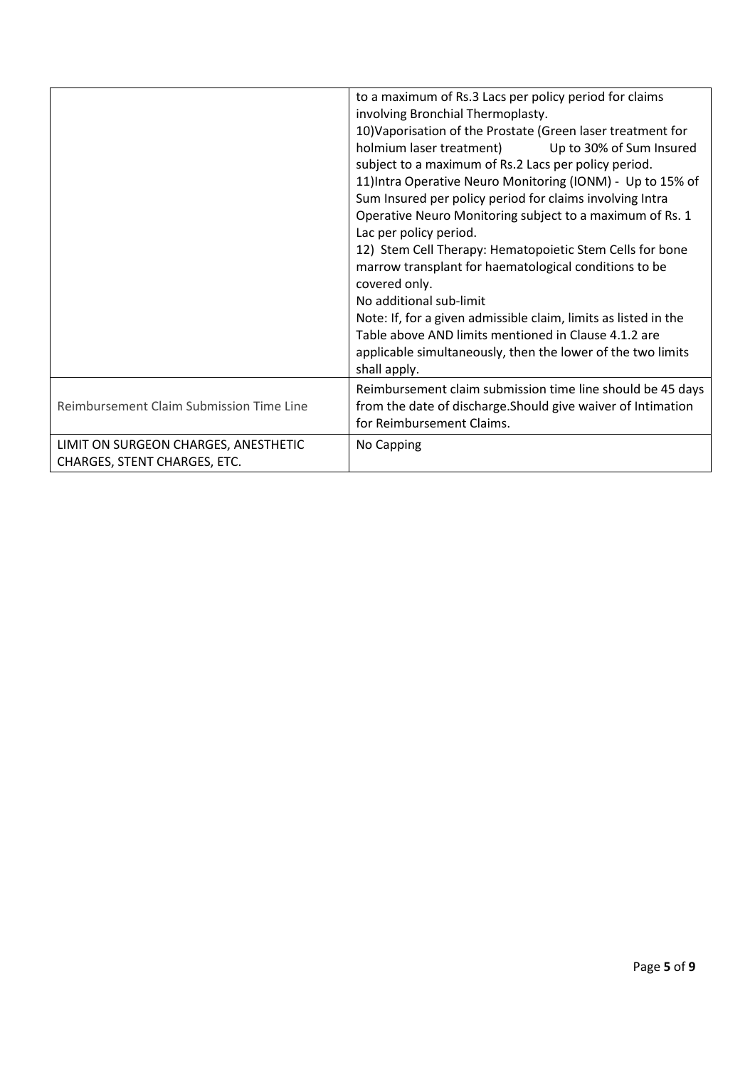| | |
|---|---|
| | to a maximum of Rs.3 Lacs per policy period for claims involving Bronchial Thermoplasty.<br>10)Vaporisation of the Prostate (Green laser treatment for holmium laser treatment) Up to 30% of Sum Insured subject to a maximum of Rs.2 Lacs per policy period.<br>11)Intra Operative Neuro Monitoring (IONM) - Up to 15% of Sum Insured per policy period for claims involving Intra Operative Neuro Monitoring subject to a maximum of Rs. 1 Lac per policy period.<br>12) Stem Cell Therapy: Hematopoietic Stem Cells for bone marrow transplant for haematological conditions to be covered only.<br>No additional sub-limit<br>Note: If, for a given admissible claim, limits as listed in the Table above AND limits mentioned in Clause 4.1.2 are applicable simultaneously, then the lower of the two limits shall apply. |
| Reimbursement Claim Submission Time Line | Reimbursement claim submission time line should be 45 days from the date of discharge.Should give waiver of Intimation for Reimbursement Claims. |
| LIMIT ON SURGEON CHARGES, ANESTHETIC CHARGES, STENT CHARGES, ETC. | No Capping |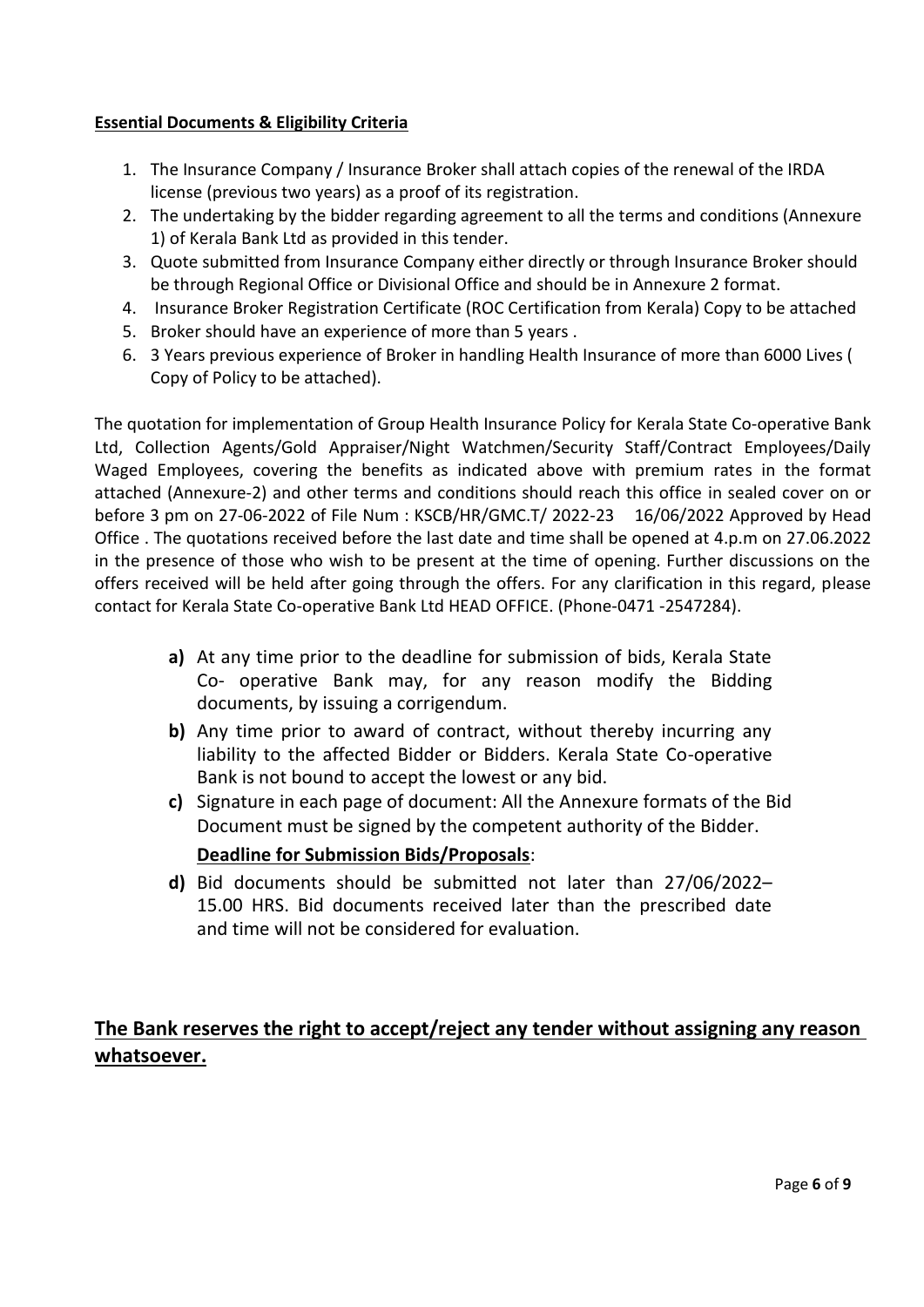**Essential Documents & Eligibility Criteria**

1. The Insurance Company / Insurance Broker shall attach copies of the renewal of the IRDA license (previous two years) as a proof of its registration.
2. The undertaking by the bidder regarding agreement to all the terms and conditions (Annexure 1) of Kerala Bank Ltd as provided in this tender.
3. Quote submitted from Insurance Company either directly or through Insurance Broker should be through Regional Office or Divisional Office and should be in Annexure 2 format.
4. Insurance Broker Registration Certificate (ROC Certification from Kerala) Copy to be attached
5. Broker should have an experience of more than 5 years .
6. 3 Years previous experience of Broker in handling Health Insurance of more than 6000 Lives ( Copy of Policy to be attached).

The quotation for implementation of Group Health Insurance Policy for Kerala State Co-operative Bank Ltd, Collection Agents/Gold Appraiser/Night Watchmen/Security Staff/Contract Employees/Daily Waged Employees, covering the benefits as indicated above with premium rates in the format attached (Annexure-2) and other terms and conditions should reach this office in sealed cover on or before 3 pm on 27-06-2022 of File Num : KSCB/HR/GMC.T/ 2022-23 16/06/2022 Approved by Head Office . The quotations received before the last date and time shall be opened at 4.p.m on 27.06.2022 in the presence of those who wish to be present at the time of opening. Further discussions on the offers received will be held after going through the offers. For any clarification in this regard, please contact for Kerala State Co-operative Bank Ltd HEAD OFFICE. (Phone-0471 -2547284).

**a)** At any time prior to the deadline for submission of bids, Kerala State Co- operative Bank may, for any reason modify the Bidding documents, by issuing a corrigendum.

**b)** Any time prior to award of contract, without thereby incurring any liability to the affected Bidder or Bidders. Kerala State Co-operative Bank is not bound to accept the lowest or any bid.

**c)** Signature in each page of document: All the Annexure formats of the Bid Document must be signed by the competent authority of the Bidder.

**Deadline for Submission Bids/Proposals**:

**d)** Bid documents should be submitted not later than 27/06/2022– 15.00 HRS. Bid documents received later than the prescribed date and time will not be considered for evaluation.

## The Bank reserves the right to accept/reject any tender without assigning any reason whatsoever.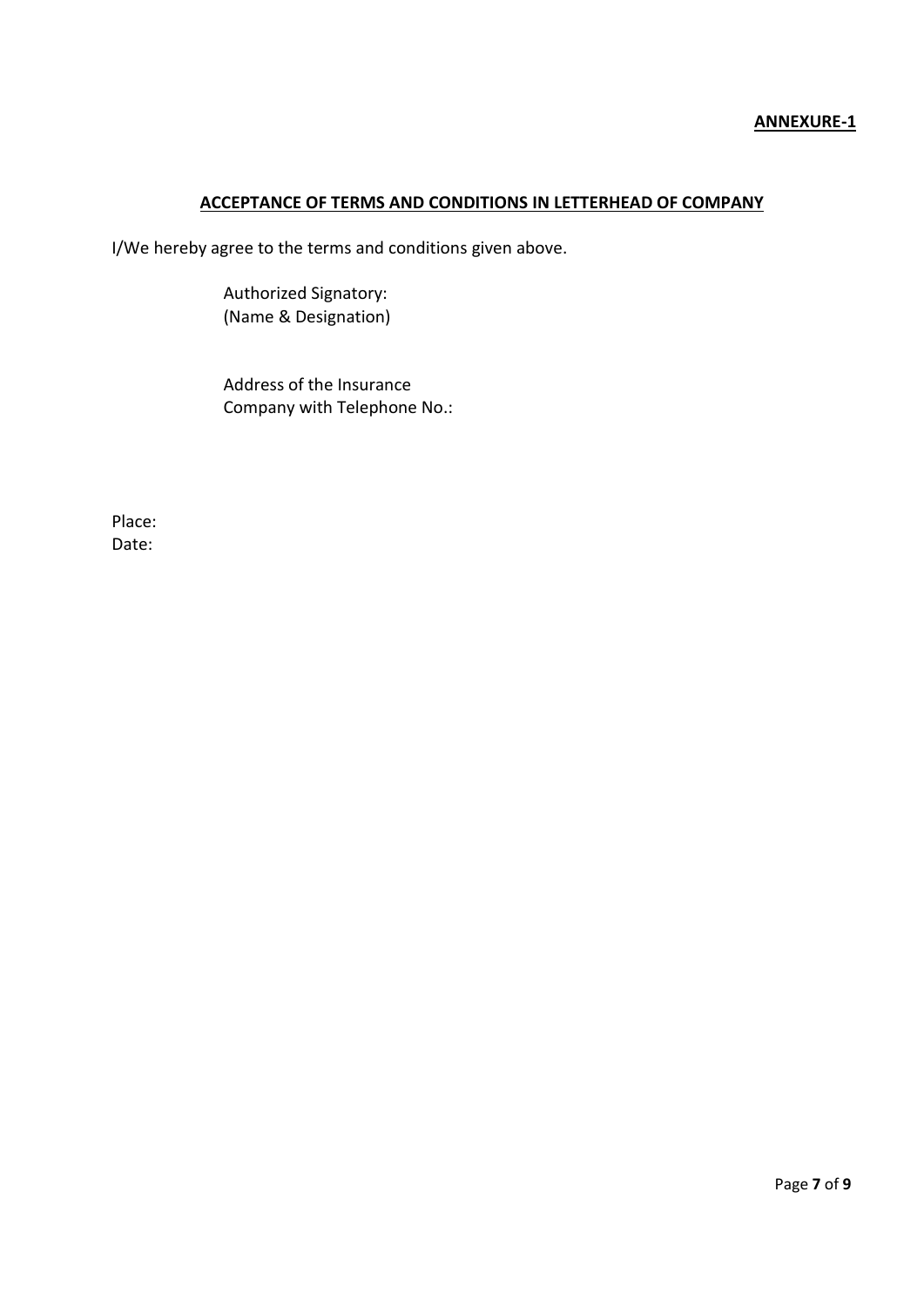**ANNEXURE-1**

**ACCEPTANCE OF TERMS AND CONDITIONS IN LETTERHEAD OF COMPANY**

I/We hereby agree to the terms and conditions given above.

Authorized Signatory:
(Name & Designation)

Address of the Insurance
Company with Telephone No.:

Place:
Date: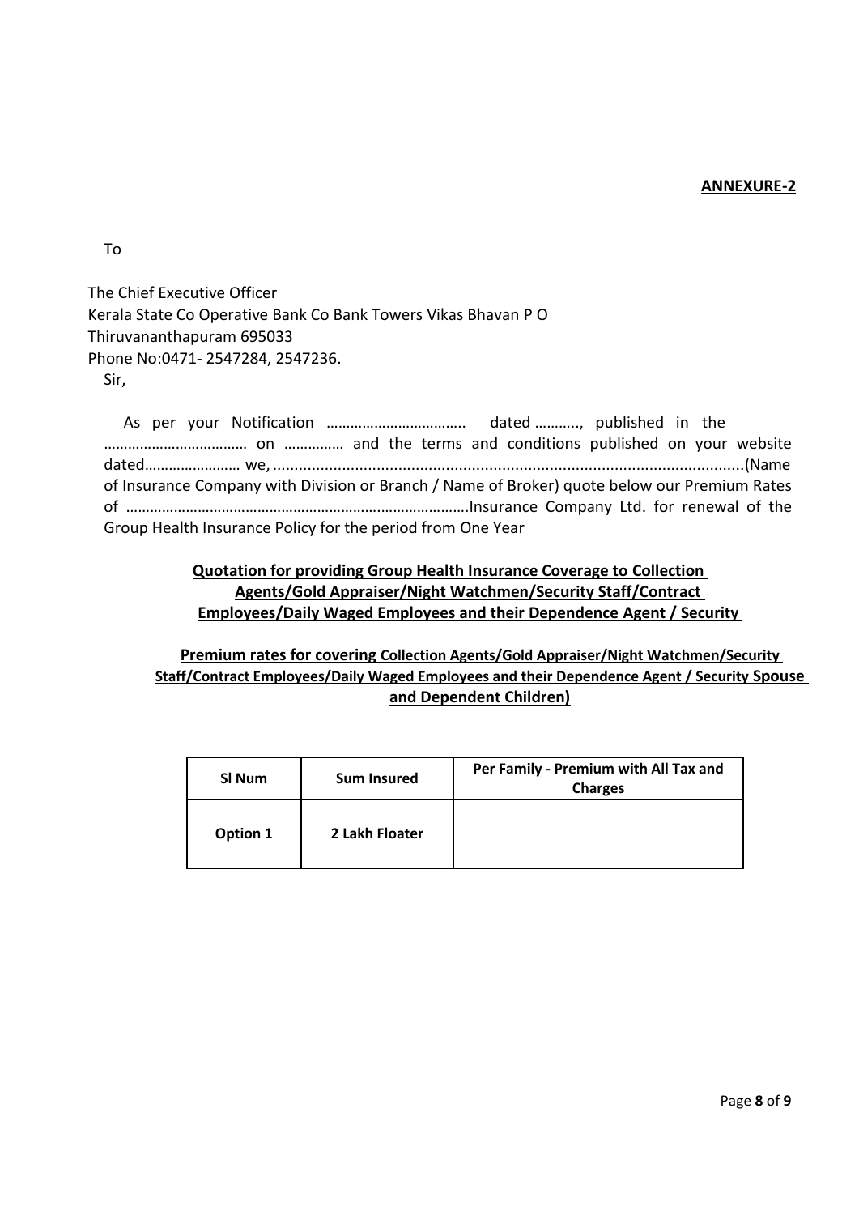**ANNEXURE-2**

To

The Chief Executive Officer
Kerala State Co Operative Bank Co Bank Towers Vikas Bhavan P O
Thiruvananthapuram 695033
Phone No:0471- 2547284, 2547236.

Sir,

As per your Notification …………………………….. dated ……….., published in the ……………………………… on …………… and the terms and conditions published on your website dated…………………… we, ............................................................................................................(Name of Insurance Company with Division or Branch / Name of Broker) quote below our Premium Rates of ………………………………………………………………………….Insurance Company Ltd. for renewal of the Group Health Insurance Policy for the period from One Year

**Quotation for providing Group Health Insurance Coverage to Collection Agents/Gold Appraiser/Night Watchmen/Security Staff/Contract Employees/Daily Waged Employees and their Dependence Agent / Security**

**Premium rates for covering Collection Agents/Gold Appraiser/Night Watchmen/Security Staff/Contract Employees/Daily Waged Employees and their Dependence Agent / Security Spouse and Dependent Children)**

| Sl Num | Sum Insured | Per Family - Premium with All Tax and Charges |
|---|---|---|
| Option 1 | 2 Lakh Floater | |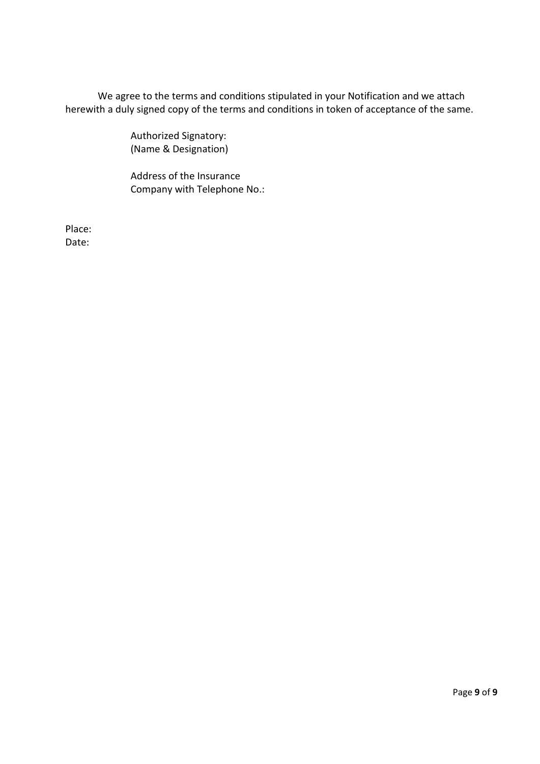We agree to the terms and conditions stipulated in your Notification and we attach herewith a duly signed copy of the terms and conditions in token of acceptance of the same.

Authorized Signatory:
(Name & Designation)

Address of the Insurance
Company with Telephone No.:

Place:
Date: